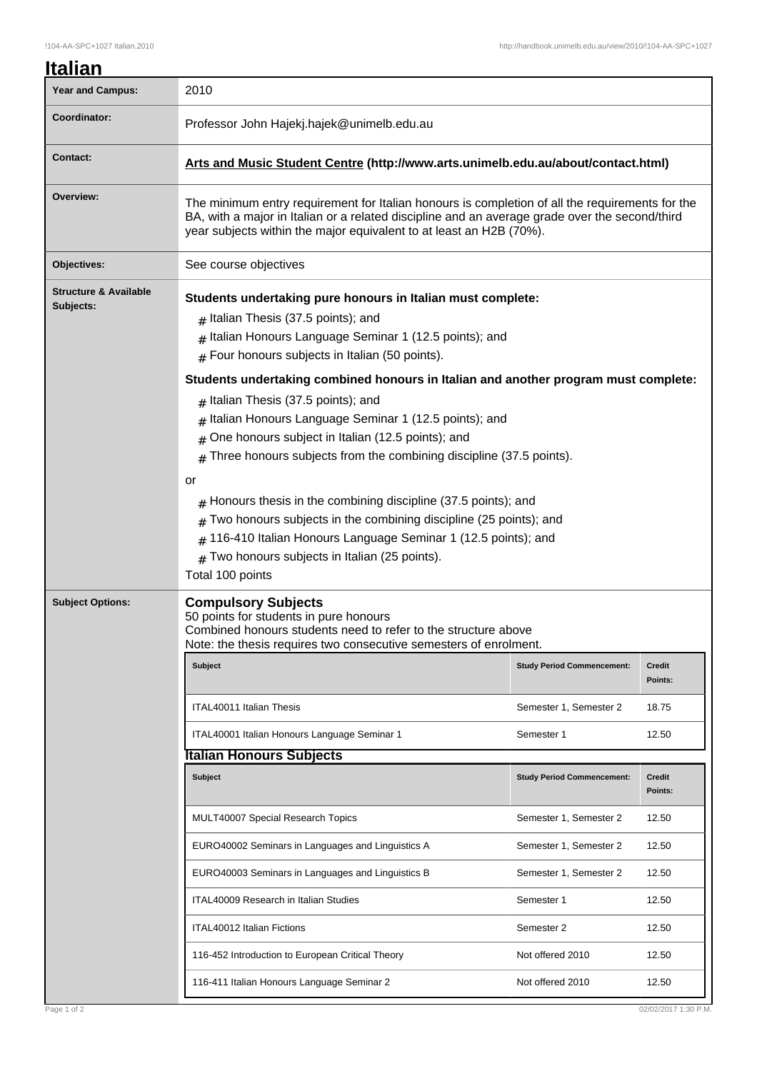# Italian

| Year and Campus: | 2010 |
|---|---|
| Coordinator: | Professor John Hajekj.hajek@unimelb.edu.au |
| Contact: | **Arts and Music Student Centre (http://www.arts.unimelb.edu.au/about/contact.html)** |
| Overview: | The minimum entry requirement for Italian honours is completion of all the requirements for the BA, with a major in Italian or a related discipline and an average grade over the second/third year subjects within the major equivalent to at least an H2B (70%). |
| Objectives: | See course objectives |

## Structure & Available Subjects:

**Students undertaking pure honours in Italian must complete:**

- Italian Thesis (37.5 points); and
- Italian Honours Language Seminar 1 (12.5 points); and
- Four honours subjects in Italian (50 points).

**Students undertaking combined honours in Italian and another program must complete:**

- Italian Thesis (37.5 points); and
- Italian Honours Language Seminar 1 (12.5 points); and
- One honours subject in Italian (12.5 points); and
- Three honours subjects from the combining discipline (37.5 points).

or

- Honours thesis in the combining discipline (37.5 points); and
- Two honours subjects in the combining discipline (25 points); and
- 116-410 Italian Honours Language Seminar 1 (12.5 points); and
- Two honours subjects in Italian (25 points).

Total 100 points

## Subject Options:

### Compulsory Subjects

50 points for students in pure honours
Combined honours students need to refer to the structure above
Note: the thesis requires two consecutive semesters of enrolment.

| Subject | Study Period Commencement: | Credit Points: |
|---|---|---|
| ITAL40011 Italian Thesis | Semester 1, Semester 2 | 18.75 |
| ITAL40001 Italian Honours Language Seminar 1 | Semester 1 | 12.50 |

### Italian Honours Subjects

| Subject | Study Period Commencement: | Credit Points: |
|---|---|---|
| MULT40007 Special Research Topics | Semester 1, Semester 2 | 12.50 |
| EURO40002 Seminars in Languages and Linguistics A | Semester 1, Semester 2 | 12.50 |
| EURO40003 Seminars in Languages and Linguistics B | Semester 1, Semester 2 | 12.50 |
| ITAL40009 Research in Italian Studies | Semester 1 | 12.50 |
| ITAL40012 Italian Fictions | Semester 2 | 12.50 |
| 116-452 Introduction to European Critical Theory | Not offered 2010 | 12.50 |
| 116-411 Italian Honours Language Seminar 2 | Not offered 2010 | 12.50 |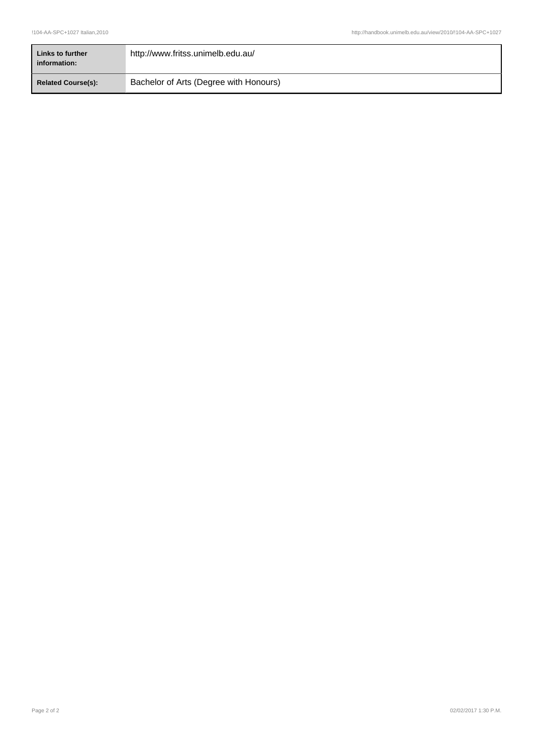| | |
|---|---|
| **Links to further information:** | http://www.fritss.unimelb.edu.au/ |
| **Related Course(s):** | Bachelor of Arts (Degree with Honours) |